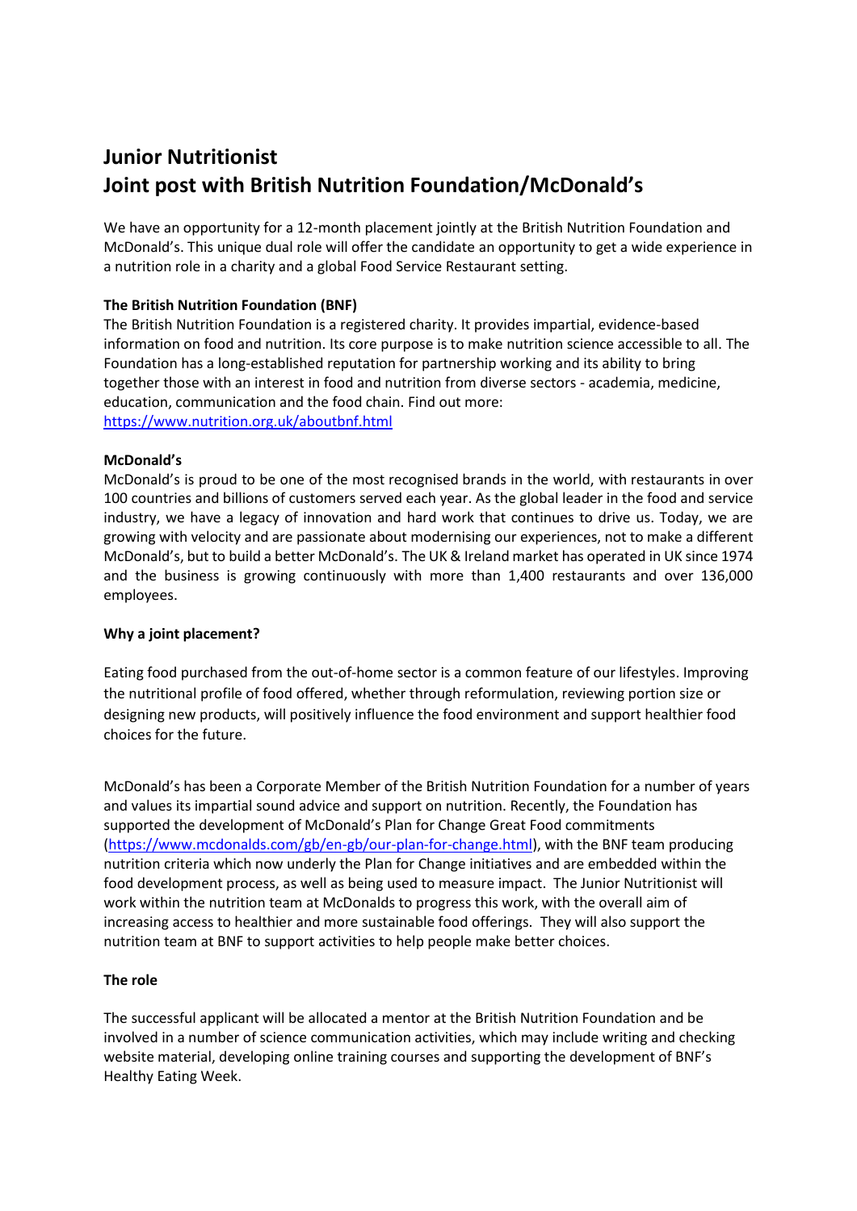# Junior Nutritionist
# Joint post with British Nutrition Foundation/McDonald's

We have an opportunity for a 12-month placement jointly at the British Nutrition Foundation and McDonald's. This unique dual role will offer the candidate an opportunity to get a wide experience in a nutrition role in a charity and a global Food Service Restaurant setting.

**The British Nutrition Foundation (BNF)**

The British Nutrition Foundation is a registered charity. It provides impartial, evidence-based information on food and nutrition. Its core purpose is to make nutrition science accessible to all. The Foundation has a long-established reputation for partnership working and its ability to bring together those with an interest in food and nutrition from diverse sectors - academia, medicine, education, communication and the food chain. Find out more:
[https://www.nutrition.org.uk/aboutbnf.html](https://www.nutrition.org.uk/aboutbnf.html)

**McDonald's**

McDonald's is proud to be one of the most recognised brands in the world, with restaurants in over 100 countries and billions of customers served each year. As the global leader in the food and service industry, we have a legacy of innovation and hard work that continues to drive us. Today, we are growing with velocity and are passionate about modernising our experiences, not to make a different McDonald's, but to build a better McDonald's. The UK & Ireland market has operated in UK since 1974 and the business is growing continuously with more than 1,400 restaurants and over 136,000 employees.

**Why a joint placement?**

Eating food purchased from the out-of-home sector is a common feature of our lifestyles. Improving the nutritional profile of food offered, whether through reformulation, reviewing portion size or designing new products, will positively influence the food environment and support healthier food choices for the future.

McDonald's has been a Corporate Member of the British Nutrition Foundation for a number of years and values its impartial sound advice and support on nutrition. Recently, the Foundation has supported the development of McDonald's Plan for Change Great Food commitments ([https://www.mcdonalds.com/gb/en-gb/our-plan-for-change.html](https://www.mcdonalds.com/gb/en-gb/our-plan-for-change.html)), with the BNF team producing nutrition criteria which now underly the Plan for Change initiatives and are embedded within the food development process, as well as being used to measure impact. The Junior Nutritionist will work within the nutrition team at McDonalds to progress this work, with the overall aim of increasing access to healthier and more sustainable food offerings. They will also support the nutrition team at BNF to support activities to help people make better choices.

**The role**

The successful applicant will be allocated a mentor at the British Nutrition Foundation and be involved in a number of science communication activities, which may include writing and checking website material, developing online training courses and supporting the development of BNF's Healthy Eating Week.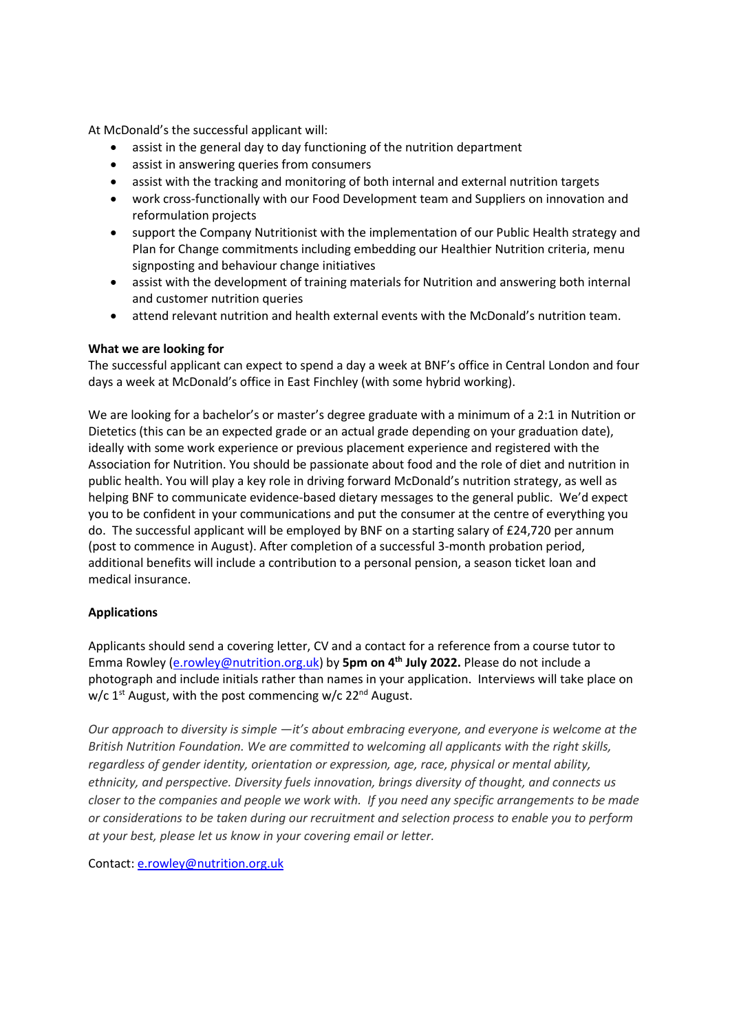At McDonald's the successful applicant will:

- assist in the general day to day functioning of the nutrition department
- assist in answering queries from consumers
- assist with the tracking and monitoring of both internal and external nutrition targets
- work cross-functionally with our Food Development team and Suppliers on innovation and reformulation projects
- support the Company Nutritionist with the implementation of our Public Health strategy and Plan for Change commitments including embedding our Healthier Nutrition criteria, menu signposting and behaviour change initiatives
- assist with the development of training materials for Nutrition and answering both internal and customer nutrition queries
- attend relevant nutrition and health external events with the McDonald's nutrition team.

**What we are looking for**

The successful applicant can expect to spend a day a week at BNF's office in Central London and four days a week at McDonald's office in East Finchley (with some hybrid working).

We are looking for a bachelor's or master's degree graduate with a minimum of a 2:1 in Nutrition or Dietetics (this can be an expected grade or an actual grade depending on your graduation date), ideally with some work experience or previous placement experience and registered with the Association for Nutrition. You should be passionate about food and the role of diet and nutrition in public health. You will play a key role in driving forward McDonald's nutrition strategy, as well as helping BNF to communicate evidence-based dietary messages to the general public. We'd expect you to be confident in your communications and put the consumer at the centre of everything you do. The successful applicant will be employed by BNF on a starting salary of £24,720 per annum (post to commence in August). After completion of a successful 3-month probation period, additional benefits will include a contribution to a personal pension, a season ticket loan and medical insurance.

**Applications**

Applicants should send a covering letter, CV and a contact for a reference from a course tutor to Emma Rowley (e.rowley@nutrition.org.uk) by **5pm on 4th July 2022.** Please do not include a photograph and include initials rather than names in your application. Interviews will take place on w/c 1st August, with the post commencing w/c 22nd August.

*Our approach to diversity is simple —it's about embracing everyone, and everyone is welcome at the British Nutrition Foundation. We are committed to welcoming all applicants with the right skills, regardless of gender identity, orientation or expression, age, race, physical or mental ability, ethnicity, and perspective. Diversity fuels innovation, brings diversity of thought, and connects us closer to the companies and people we work with. If you need any specific arrangements to be made or considerations to be taken during our recruitment and selection process to enable you to perform at your best, please let us know in your covering email or letter.*

Contact: e.rowley@nutrition.org.uk